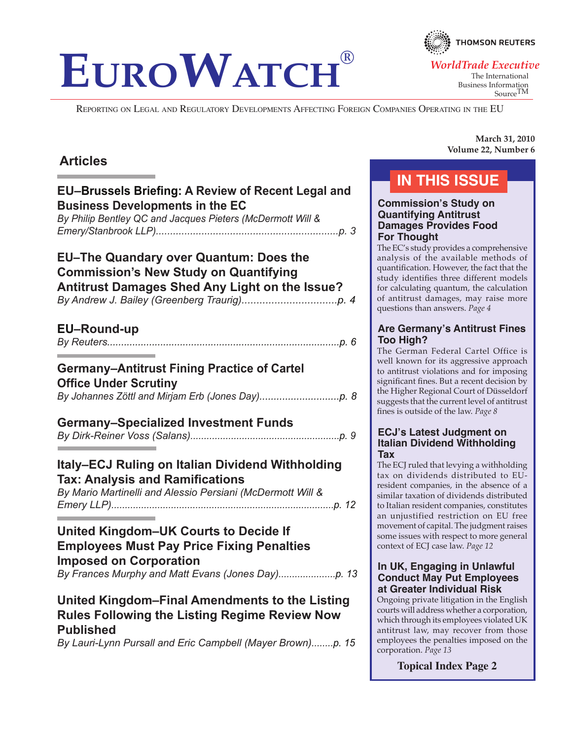# EuroWatch®

THOMSON REUTERS

*WorldTrade Executive*

The International Business Information Source™

Reporting on Legal and Regulatory Developments Affecting Foreign Companies Operating in the EU

**March 31, 2010**
**Volume 22, Number 6**

## Articles

**EU–Brussels Briefing: A Review of Recent Legal and Business Developments in the EC**
*By Philip Bentley QC and Jacques Pieters (McDermott Will & Emery/Stanbrook LLP)................................................................p. 3*

**EU–The Quandary over Quantum: Does the Commission's New Study on Quantifying Antitrust Damages Shed Any Light on the Issue?**
*By Andrew J. Bailey (Greenberg Traurig)................................p. 4*

**EU–Round-up**
*By Reuters..................................................................................p. 6*

**Germany–Antitrust Fining Practice of Cartel Office Under Scrutiny**
*By Johannes Zöttl and Mirjam Erb (Jones Day)............................p. 8*

**Germany–Specialized Investment Funds**
*By Dirk-Reiner Voss (Salans)......................................................p. 9*

**Italy–ECJ Ruling on Italian Dividend Withholding Tax: Analysis and Ramifications**
*By Mario Martinelli and Alessio Persiani (McDermott Will & Emery LLP)................................................................................p. 12*

**United Kingdom–UK Courts to Decide If Employees Must Pay Price Fixing Penalties Imposed on Corporation**
*By Frances Murphy and Matt Evans (Jones Day).....................p. 13*

**United Kingdom–Final Amendments to the Listing Rules Following the Listing Regime Review Now Published**
*By Lauri-Lynn Pursall and Eric Campbell (Mayer Brown)........p. 15*

## IN THIS ISSUE

### Commission's Study on Quantifying Antitrust Damages Provides Food For Thought

The EC's study provides a comprehensive analysis of the available methods of quantification. However, the fact that the study identifies three different models for calculating quantum, the calculation of antitrust damages, may raise more questions than answers. *Page 4*

### Are Germany's Antitrust Fines Too High?

The German Federal Cartel Office is well known for its aggressive approach to antitrust violations and for imposing significant fines. But a recent decision by the Higher Regional Court of Düsseldorf suggests that the current level of antitrust fines is outside of the law. *Page 8*

### ECJ's Latest Judgment on Italian Dividend Withholding Tax

The ECJ ruled that levying a withholding tax on dividends distributed to EU-resident companies, in the absence of a similar taxation of dividends distributed to Italian resident companies, constitutes an unjustified restriction on EU free movement of capital. The judgment raises some issues with respect to more general context of ECJ case law. *Page 12*

### In UK, Engaging in Unlawful Conduct May Put Employees at Greater Individual Risk

Ongoing private litigation in the English courts will address whether a corporation, which through its employees violated UK antitrust law, may recover from those employees the penalties imposed on the corporation. *Page 13*

**Topical Index Page 2**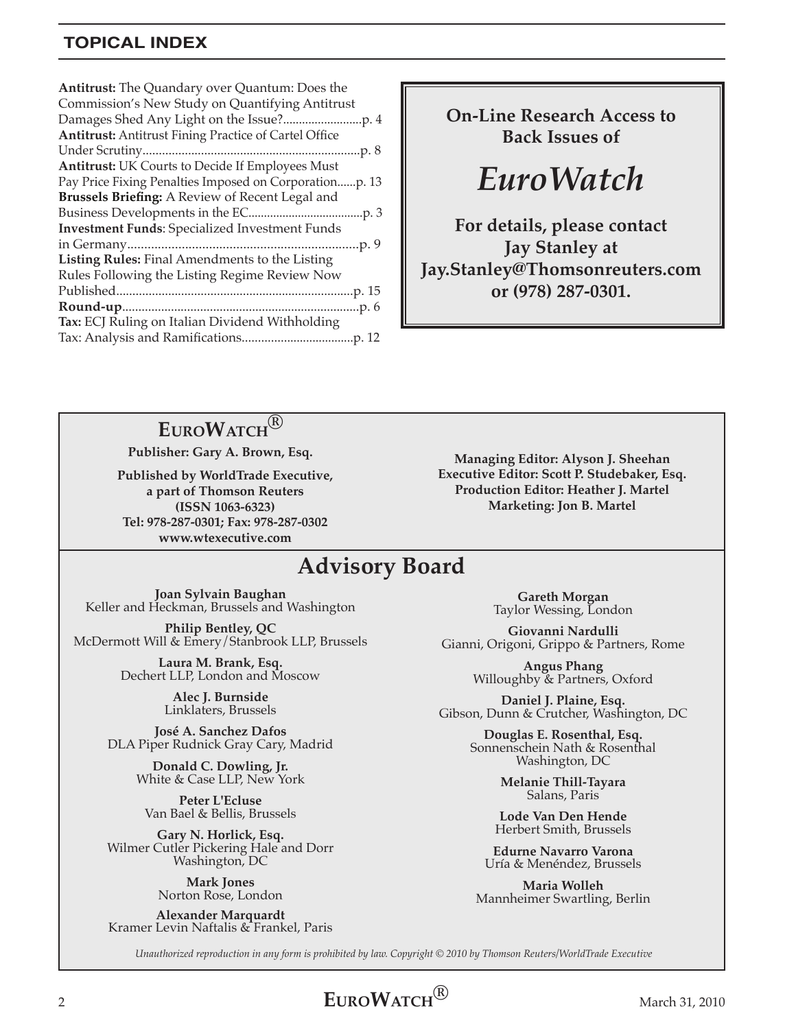## TOPICAL INDEX

**Antitrust:** The Quandary over Quantum: Does the Commission's New Study on Quantifying Antitrust Damages Shed Any Light on the Issue?.........................p. 4

**Antitrust:** Antitrust Fining Practice of Cartel Office Under Scrutiny...................................................................p. 8

**Antitrust:** UK Courts to Decide If Employees Must Pay Price Fixing Penalties Imposed on Corporation......p. 13

**Brussels Briefing:** A Review of Recent Legal and Business Developments in the EC....................................p. 3

**Investment Funds**: Specialized Investment Funds in Germany.....................................................................p. 9

**Listing Rules:** Final Amendments to the Listing Rules Following the Listing Regime Review Now Published.........................................................................p. 15

**Round-up**.........................................................................p. 6

**Tax:** ECJ Ruling on Italian Dividend Withholding Tax: Analysis and Ramifications...................................p. 12

**On-Line Research Access to Back Issues of**

# *EuroWatch*

**For details, please contact Jay Stanley at Jay.Stanley@Thomsonreuters.com or (978) 287-0301.**

---

**EUROWATCH®**

**Publisher: Gary A. Brown, Esq.**

**Published by WorldTrade Executive, a part of Thomson Reuters (ISSN 1063-6323) Tel: 978-287-0301; Fax: 978-287-0302 www.wtexecutive.com**

**Managing Editor: Alyson J. Sheehan**
**Executive Editor: Scott P. Studebaker, Esq.**
**Production Editor: Heather J. Martel**
**Marketing: Jon B. Martel**

## Advisory Board

**Joan Sylvain Baughan**
Keller and Heckman, Brussels and Washington

**Philip Bentley, QC**
McDermott Will & Emery/Stanbrook LLP, Brussels

**Laura M. Brank, Esq.**
Dechert LLP, London and Moscow

**Alec J. Burnside**
Linklaters, Brussels

**José A. Sanchez Dafos**
DLA Piper Rudnick Gray Cary, Madrid

**Donald C. Dowling, Jr.**
White & Case LLP, New York

**Peter L'Ecluse**
Van Bael & Bellis, Brussels

**Gary N. Horlick, Esq.**
Wilmer Cutler Pickering Hale and Dorr Washington, DC

**Mark Jones**
Norton Rose, London

**Alexander Marquardt**
Kramer Levin Naftalis & Frankel, Paris

**Gareth Morgan**
Taylor Wessing, London

**Giovanni Nardulli**
Gianni, Origoni, Grippo & Partners, Rome

**Angus Phang**
Willoughby & Partners, Oxford

**Daniel J. Plaine, Esq.**
Gibson, Dunn & Crutcher, Washington, DC

**Douglas E. Rosenthal, Esq.**
Sonnenschein Nath & Rosenthal Washington, DC

**Melanie Thill-Tayara**
Salans, Paris

**Lode Van Den Hende**
Herbert Smith, Brussels

**Edurne Navarro Varona**
Uría & Menéndez, Brussels

**Maria Wolleh**
Mannheimer Swartling, Berlin

*Unauthorized reproduction in any form is prohibited by law. Copyright © 2010 by Thomson Reuters/WorldTrade Executive*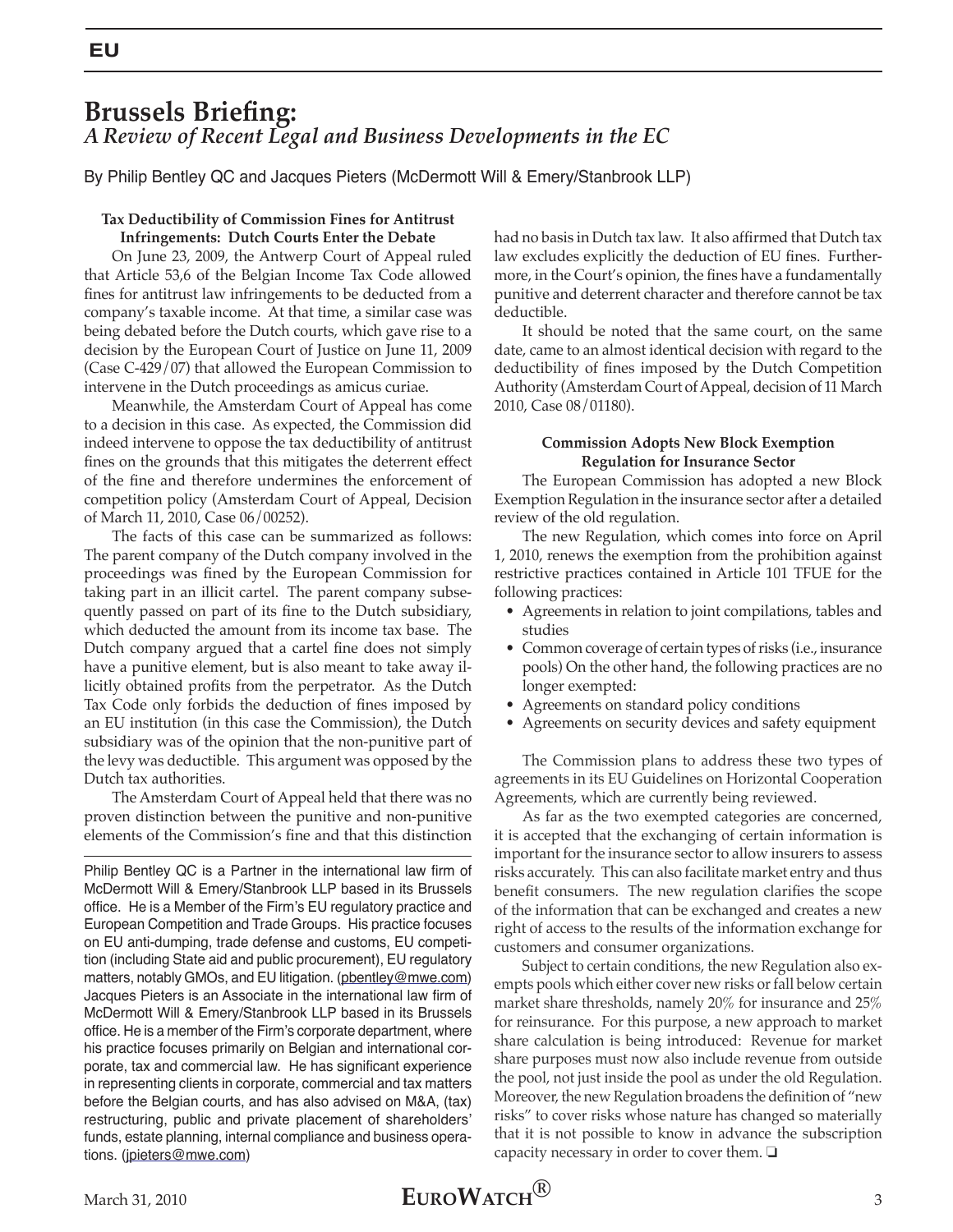# Brussels Briefing:

*A Review of Recent Legal and Business Developments in the EC*

By Philip Bentley QC and Jacques Pieters (McDermott Will & Emery/Stanbrook LLP)

### Tax Deductibility of Commission Fines for Antitrust Infringements: Dutch Courts Enter the Debate

On June 23, 2009, the Antwerp Court of Appeal ruled that Article 53,6 of the Belgian Income Tax Code allowed fines for antitrust law infringements to be deducted from a company's taxable income. At that time, a similar case was being debated before the Dutch courts, which gave rise to a decision by the European Court of Justice on June 11, 2009 (Case C-429/07) that allowed the European Commission to intervene in the Dutch proceedings as amicus curiae.

Meanwhile, the Amsterdam Court of Appeal has come to a decision in this case. As expected, the Commission did indeed intervene to oppose the tax deductibility of antitrust fines on the grounds that this mitigates the deterrent effect of the fine and therefore undermines the enforcement of competition policy (Amsterdam Court of Appeal, Decision of March 11, 2010, Case 06/00252).

The facts of this case can be summarized as follows: The parent company of the Dutch company involved in the proceedings was fined by the European Commission for taking part in an illicit cartel. The parent company subsequently passed on part of its fine to the Dutch subsidiary, which deducted the amount from its income tax base. The Dutch company argued that a cartel fine does not simply have a punitive element, but is also meant to take away illicitly obtained profits from the perpetrator. As the Dutch Tax Code only forbids the deduction of fines imposed by an EU institution (in this case the Commission), the Dutch subsidiary was of the opinion that the non-punitive part of the levy was deductible. This argument was opposed by the Dutch tax authorities.

The Amsterdam Court of Appeal held that there was no proven distinction between the punitive and non-punitive elements of the Commission's fine and that this distinction had no basis in Dutch tax law. It also affirmed that Dutch tax law excludes explicitly the deduction of EU fines. Furthermore, in the Court's opinion, the fines have a fundamentally punitive and deterrent character and therefore cannot be tax deductible.

It should be noted that the same court, on the same date, came to an almost identical decision with regard to the deductibility of fines imposed by the Dutch Competition Authority (Amsterdam Court of Appeal, decision of 11 March 2010, Case 08/01180).

### Commission Adopts New Block Exemption Regulation for Insurance Sector

The European Commission has adopted a new Block Exemption Regulation in the insurance sector after a detailed review of the old regulation.

The new Regulation, which comes into force on April 1, 2010, renews the exemption from the prohibition against restrictive practices contained in Article 101 TFUE for the following practices:

- Agreements in relation to joint compilations, tables and studies
- Common coverage of certain types of risks (i.e., insurance pools) On the other hand, the following practices are no longer exempted:
- Agreements on standard policy conditions
- Agreements on security devices and safety equipment

The Commission plans to address these two types of agreements in its EU Guidelines on Horizontal Cooperation Agreements, which are currently being reviewed.

As far as the two exempted categories are concerned, it is accepted that the exchanging of certain information is important for the insurance sector to allow insurers to assess risks accurately. This can also facilitate market entry and thus benefit consumers. The new regulation clarifies the scope of the information that can be exchanged and creates a new right of access to the results of the information exchange for customers and consumer organizations.

Subject to certain conditions, the new Regulation also exempts pools which either cover new risks or fall below certain market share thresholds, namely 20% for insurance and 25% for reinsurance. For this purpose, a new approach to market share calculation is being introduced: Revenue for market share purposes must now also include revenue from outside the pool, not just inside the pool as under the old Regulation. Moreover, the new Regulation broadens the definition of "new risks" to cover risks whose nature has changed so materially that it is not possible to know in advance the subscription capacity necessary in order to cover them. ❑

---

Philip Bentley QC is a Partner in the international law firm of McDermott Will & Emery/Stanbrook LLP based in its Brussels office. He is a Member of the Firm's EU regulatory practice and European Competition and Trade Groups. His practice focuses on EU anti-dumping, trade defense and customs, EU competition (including State aid and public procurement), EU regulatory matters, notably GMOs, and EU litigation. (pbentley@mwe.com) Jacques Pieters is an Associate in the international law firm of McDermott Will & Emery/Stanbrook LLP based in its Brussels office. He is a member of the Firm's corporate department, where his practice focuses primarily on Belgian and international corporate, tax and commercial law. He has significant experience in representing clients in corporate, commercial and tax matters before the Belgian courts, and has also advised on M&A, (tax) restructuring, public and private placement of shareholders' funds, estate planning, internal compliance and business operations. (jpieters@mwe.com)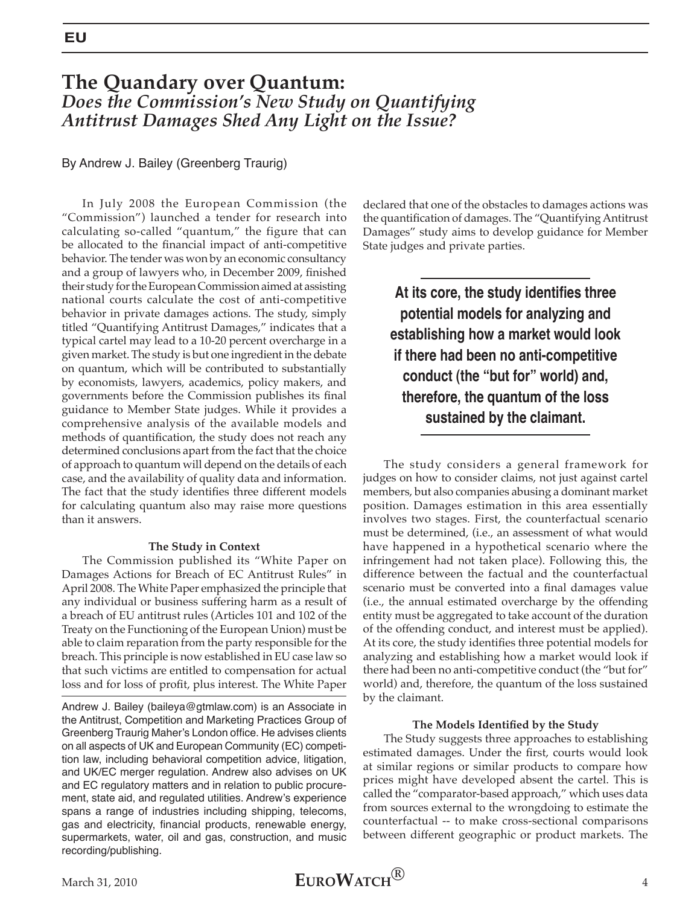## EU

# The Quandary over Quantum: *Does the Commission's New Study on Quantifying Antitrust Damages Shed Any Light on the Issue?*

By Andrew J. Bailey (Greenberg Traurig)

In July 2008 the European Commission (the "Commission") launched a tender for research into calculating so-called "quantum," the figure that can be allocated to the financial impact of anti-competitive behavior. The tender was won by an economic consultancy and a group of lawyers who, in December 2009, finished their study for the European Commission aimed at assisting national courts calculate the cost of anti-competitive behavior in private damages actions. The study, simply titled "Quantifying Antitrust Damages," indicates that a typical cartel may lead to a 10-20 percent overcharge in a given market. The study is but one ingredient in the debate on quantum, which will be contributed to substantially by economists, lawyers, academics, policy makers, and governments before the Commission publishes its final guidance to Member State judges. While it provides a comprehensive analysis of the available models and methods of quantification, the study does not reach any determined conclusions apart from the fact that the choice of approach to quantum will depend on the details of each case, and the availability of quality data and information. The fact that the study identifies three different models for calculating quantum also may raise more questions than it answers.

**The Study in Context**

The Commission published its "White Paper on Damages Actions for Breach of EC Antitrust Rules" in April 2008. The White Paper emphasized the principle that any individual or business suffering harm as a result of a breach of EU antitrust rules (Articles 101 and 102 of the Treaty on the Functioning of the European Union) must be able to claim reparation from the party responsible for the breach. This principle is now established in EU case law so that such victims are entitled to compensation for actual loss and for loss of profit, plus interest. The White Paper declared that one of the obstacles to damages actions was the quantification of damages. The "Quantifying Antitrust Damages" study aims to develop guidance for Member State judges and private parties.

Andrew J. Bailey (baileya@gtmlaw.com) is an Associate in the Antitrust, Competition and Marketing Practices Group of Greenberg Traurig Maher's London office. He advises clients on all aspects of UK and European Community (EC) competition law, including behavioral competition advice, litigation, and UK/EC merger regulation. Andrew also advises on UK and EC regulatory matters and in relation to public procurement, state aid, and regulated utilities. Andrew's experience spans a range of industries including shipping, telecoms, gas and electricity, financial products, renewable energy, supermarkets, water, oil and gas, construction, and music recording/publishing.

> **At its core, the study identifies three potential models for analyzing and establishing how a market would look if there had been no anti-competitive conduct (the "but for" world) and, therefore, the quantum of the loss sustained by the claimant.**

The study considers a general framework for judges on how to consider claims, not just against cartel members, but also companies abusing a dominant market position. Damages estimation in this area essentially involves two stages. First, the counterfactual scenario must be determined, (i.e., an assessment of what would have happened in a hypothetical scenario where the infringement had not taken place). Following this, the difference between the factual and the counterfactual scenario must be converted into a final damages value (i.e., the annual estimated overcharge by the offending entity must be aggregated to take account of the duration of the offending conduct, and interest must be applied). At its core, the study identifies three potential models for analyzing and establishing how a market would look if there had been no anti-competitive conduct (the "but for" world) and, therefore, the quantum of the loss sustained by the claimant.

**The Models Identified by the Study**

The Study suggests three approaches to establishing estimated damages. Under the first, courts would look at similar regions or similar products to compare how prices might have developed absent the cartel. This is called the "comparator-based approach," which uses data from sources external to the wrongdoing to estimate the counterfactual -- to make cross-sectional comparisons between different geographic or product markets. The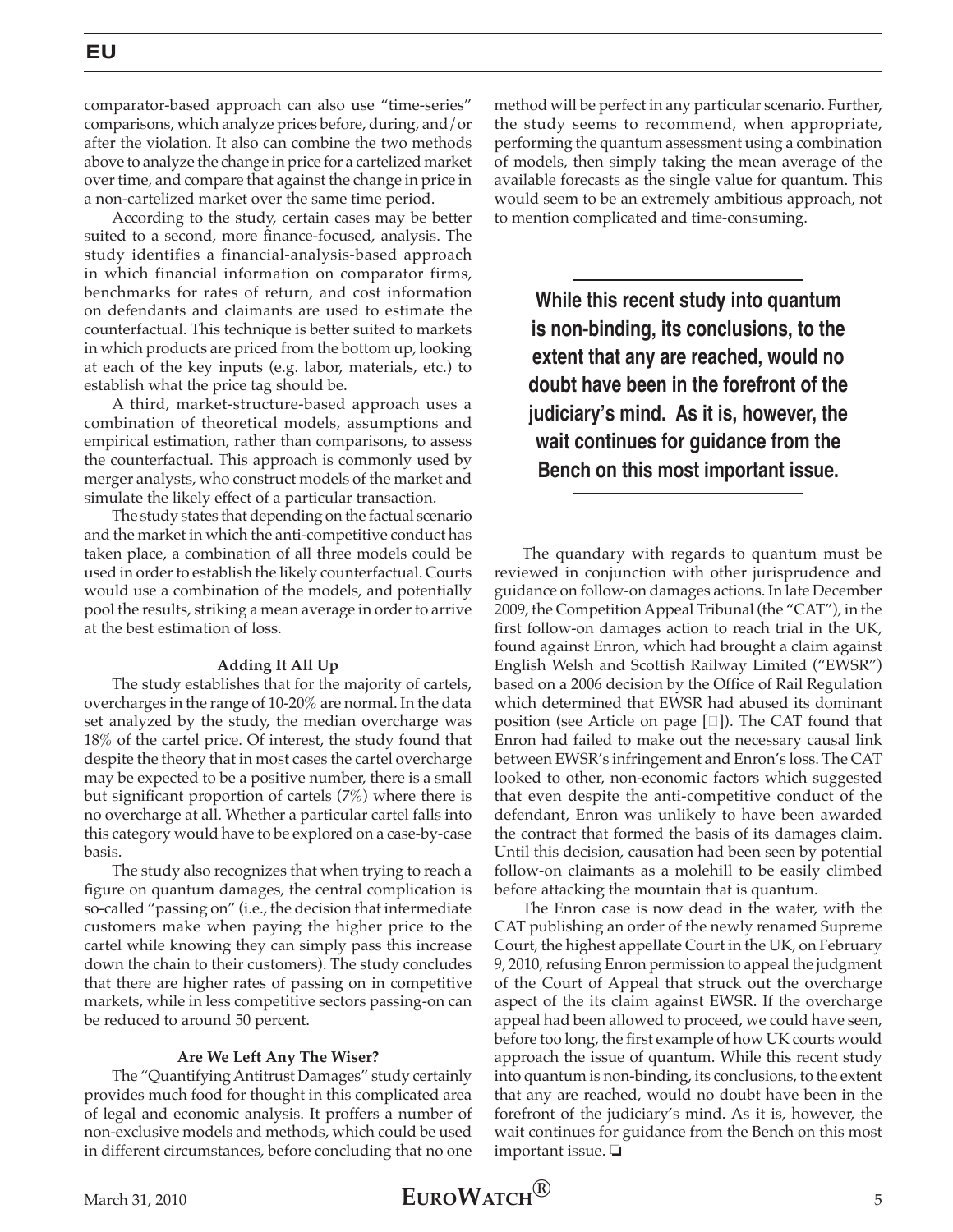comparator-based approach can also use "time-series" comparisons, which analyze prices before, during, and/or after the violation. It also can combine the two methods above to analyze the change in price for a cartelized market over time, and compare that against the change in price in a non-cartelized market over the same time period.

According to the study, certain cases may be better suited to a second, more finance-focused, analysis. The study identifies a financial-analysis-based approach in which financial information on comparator firms, benchmarks for rates of return, and cost information on defendants and claimants are used to estimate the counterfactual. This technique is better suited to markets in which products are priced from the bottom up, looking at each of the key inputs (e.g. labor, materials, etc.) to establish what the price tag should be.

A third, market-structure-based approach uses a combination of theoretical models, assumptions and empirical estimation, rather than comparisons, to assess the counterfactual. This approach is commonly used by merger analysts, who construct models of the market and simulate the likely effect of a particular transaction.

The study states that depending on the factual scenario and the market in which the anti-competitive conduct has taken place, a combination of all three models could be used in order to establish the likely counterfactual. Courts would use a combination of the models, and potentially pool the results, striking a mean average in order to arrive at the best estimation of loss.

**Adding It All Up**

The study establishes that for the majority of cartels, overcharges in the range of 10-20% are normal. In the data set analyzed by the study, the median overcharge was 18% of the cartel price. Of interest, the study found that despite the theory that in most cases the cartel overcharge may be expected to be a positive number, there is a small but significant proportion of cartels (7%) where there is no overcharge at all. Whether a particular cartel falls into this category would have to be explored on a case-by-case basis.

The study also recognizes that when trying to reach a figure on quantum damages, the central complication is so-called "passing on" (i.e., the decision that intermediate customers make when paying the higher price to the cartel while knowing they can simply pass this increase down the chain to their customers). The study concludes that there are higher rates of passing on in competitive markets, while in less competitive sectors passing-on can be reduced to around 50 percent.

**Are We Left Any The Wiser?**

The "Quantifying Antitrust Damages" study certainly provides much food for thought in this complicated area of legal and economic analysis. It proffers a number of non-exclusive models and methods, which could be used in different circumstances, before concluding that no one method will be perfect in any particular scenario. Further, the study seems to recommend, when appropriate, performing the quantum assessment using a combination of models, then simply taking the mean average of the available forecasts as the single value for quantum. This would seem to be an extremely ambitious approach, not to mention complicated and time-consuming.

> **While this recent study into quantum is non-binding, its conclusions, to the extent that any are reached, would no doubt have been in the forefront of the judiciary's mind. As it is, however, the wait continues for guidance from the Bench on this most important issue.**

The quandary with regards to quantum must be reviewed in conjunction with other jurisprudence and guidance on follow-on damages actions. In late December 2009, the Competition Appeal Tribunal (the "CAT"), in the first follow-on damages action to reach trial in the UK, found against Enron, which had brought a claim against English Welsh and Scottish Railway Limited ("EWSR") based on a 2006 decision by the Office of Rail Regulation which determined that EWSR had abused its dominant position (see Article on page [ ]). The CAT found that Enron had failed to make out the necessary causal link between EWSR's infringement and Enron's loss. The CAT looked to other, non-economic factors which suggested that even despite the anti-competitive conduct of the defendant, Enron was unlikely to have been awarded the contract that formed the basis of its damages claim. Until this decision, causation had been seen by potential follow-on claimants as a molehill to be easily climbed before attacking the mountain that is quantum.

The Enron case is now dead in the water, with the CAT publishing an order of the newly renamed Supreme Court, the highest appellate Court in the UK, on February 9, 2010, refusing Enron permission to appeal the judgment of the Court of Appeal that struck out the overcharge aspect of the its claim against EWSR. If the overcharge appeal had been allowed to proceed, we could have seen, before too long, the first example of how UK courts would approach the issue of quantum. While this recent study into quantum is non-binding, its conclusions, to the extent that any are reached, would no doubt have been in the forefront of the judiciary's mind. As it is, however, the wait continues for guidance from the Bench on this most important issue. ❑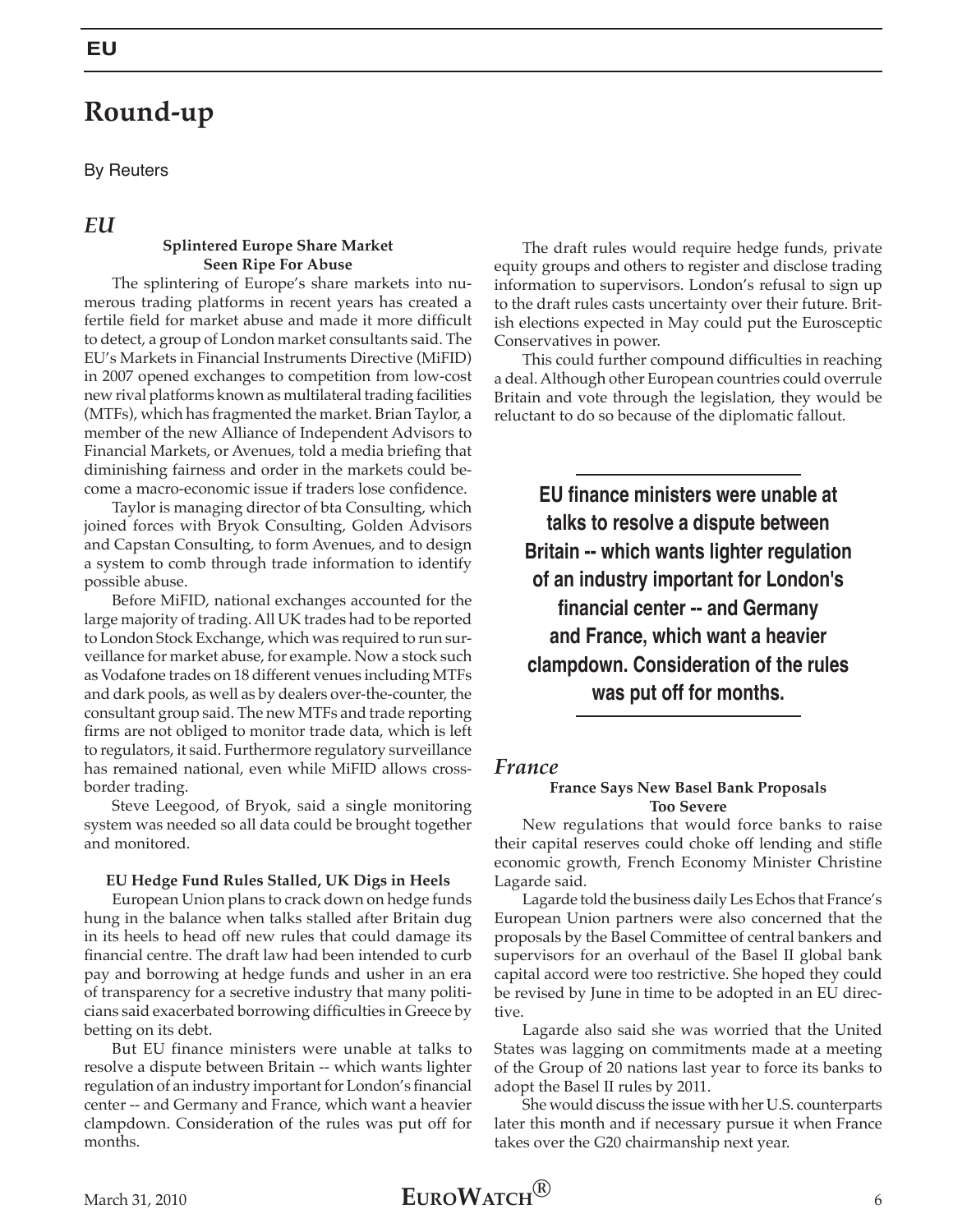# Round-up

By Reuters

## *EU*

### Splintered Europe Share Market Seen Ripe For Abuse

The splintering of Europe's share markets into numerous trading platforms in recent years has created a fertile field for market abuse and made it more difficult to detect, a group of London market consultants said. The EU's Markets in Financial Instruments Directive (MiFID) in 2007 opened exchanges to competition from low-cost new rival platforms known as multilateral trading facilities (MTFs), which has fragmented the market. Brian Taylor, a member of the new Alliance of Independent Advisors to Financial Markets, or Avenues, told a media briefing that diminishing fairness and order in the markets could become a macro-economic issue if traders lose confidence.

Taylor is managing director of bta Consulting, which joined forces with Bryok Consulting, Golden Advisors and Capstan Consulting, to form Avenues, and to design a system to comb through trade information to identify possible abuse.

Before MiFID, national exchanges accounted for the large majority of trading. All UK trades had to be reported to London Stock Exchange, which was required to run surveillance for market abuse, for example. Now a stock such as Vodafone trades on 18 different venues including MTFs and dark pools, as well as by dealers over-the-counter, the consultant group said. The new MTFs and trade reporting firms are not obliged to monitor trade data, which is left to regulators, it said. Furthermore regulatory surveillance has remained national, even while MiFID allows cross-border trading.

Steve Leegood, of Bryok, said a single monitoring system was needed so all data could be brought together and monitored.

### EU Hedge Fund Rules Stalled, UK Digs in Heels

European Union plans to crack down on hedge funds hung in the balance when talks stalled after Britain dug in its heels to head off new rules that could damage its financial centre. The draft law had been intended to curb pay and borrowing at hedge funds and usher in an era of transparency for a secretive industry that many politicians said exacerbated borrowing difficulties in Greece by betting on its debt.

But EU finance ministers were unable at talks to resolve a dispute between Britain -- which wants lighter regulation of an industry important for London's financial center -- and Germany and France, which want a heavier clampdown. Consideration of the rules was put off for months.

The draft rules would require hedge funds, private equity groups and others to register and disclose trading information to supervisors. London's refusal to sign up to the draft rules casts uncertainty over their future. British elections expected in May could put the Eurosceptic Conservatives in power.

This could further compound difficulties in reaching a deal. Although other European countries could overrule Britain and vote through the legislation, they would be reluctant to do so because of the diplomatic fallout.

**EU finance ministers were unable at talks to resolve a dispute between Britain -- which wants lighter regulation of an industry important for London's financial center -- and Germany and France, which want a heavier clampdown. Consideration of the rules was put off for months.**

## *France*

### France Says New Basel Bank Proposals Too Severe

New regulations that would force banks to raise their capital reserves could choke off lending and stifle economic growth, French Economy Minister Christine Lagarde said.

Lagarde told the business daily Les Echos that France's European Union partners were also concerned that the proposals by the Basel Committee of central bankers and supervisors for an overhaul of the Basel II global bank capital accord were too restrictive. She hoped they could be revised by June in time to be adopted in an EU directive.

Lagarde also said she was worried that the United States was lagging on commitments made at a meeting of the Group of 20 nations last year to force its banks to adopt the Basel II rules by 2011.

She would discuss the issue with her U.S. counterparts later this month and if necessary pursue it when France takes over the G20 chairmanship next year.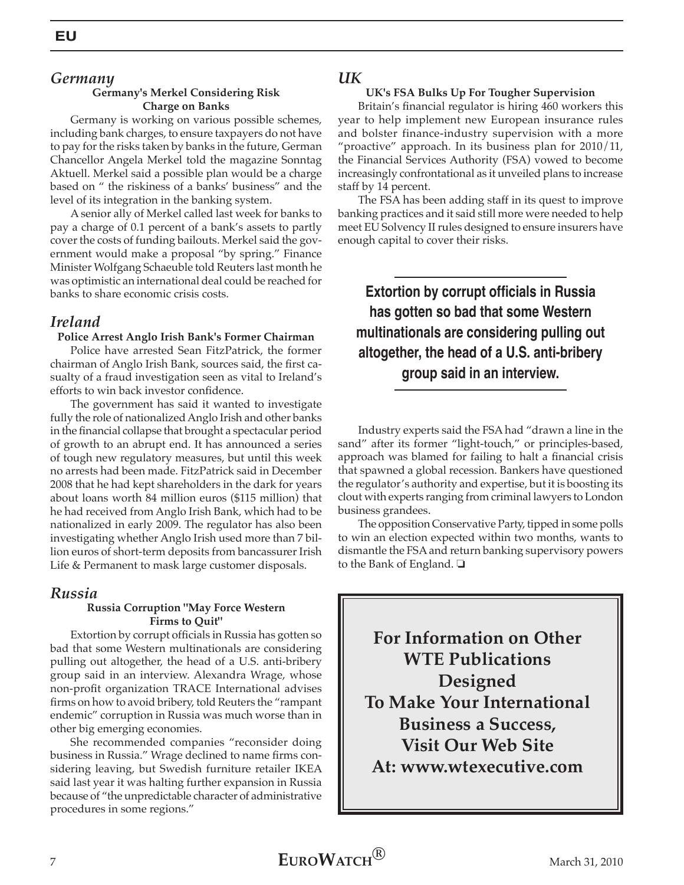## EU

### *Germany*

**Germany's Merkel Considering Risk Charge on Banks**

Germany is working on various possible schemes, including bank charges, to ensure taxpayers do not have to pay for the risks taken by banks in the future, German Chancellor Angela Merkel told the magazine Sonntag Aktuell. Merkel said a possible plan would be a charge based on " the riskiness of a banks' business" and the level of its integration in the banking system.

A senior ally of Merkel called last week for banks to pay a charge of 0.1 percent of a bank's assets to partly cover the costs of funding bailouts. Merkel said the government would make a proposal "by spring." Finance Minister Wolfgang Schaeuble told Reuters last month he was optimistic an international deal could be reached for banks to share economic crisis costs.

### *Ireland*

**Police Arrest Anglo Irish Bank's Former Chairman**

Police have arrested Sean FitzPatrick, the former chairman of Anglo Irish Bank, sources said, the first casualty of a fraud investigation seen as vital to Ireland's efforts to win back investor confidence.

The government has said it wanted to investigate fully the role of nationalized Anglo Irish and other banks in the financial collapse that brought a spectacular period of growth to an abrupt end. It has announced a series of tough new regulatory measures, but until this week no arrests had been made. FitzPatrick said in December 2008 that he had kept shareholders in the dark for years about loans worth 84 million euros ($115 million) that he had received from Anglo Irish Bank, which had to be nationalized in early 2009. The regulator has also been investigating whether Anglo Irish used more than 7 billion euros of short-term deposits from bancassurer Irish Life & Permanent to mask large customer disposals.

### *Russia*

**Russia Corruption "May Force Western Firms to Quit"**

Extortion by corrupt officials in Russia has gotten so bad that some Western multinationals are considering pulling out altogether, the head of a U.S. anti-bribery group said in an interview. Alexandra Wrage, whose non-profit organization TRACE International advises firms on how to avoid bribery, told Reuters the "rampant endemic" corruption in Russia was much worse than in other big emerging economies.

She recommended companies "reconsider doing business in Russia." Wrage declined to name firms considering leaving, but Swedish furniture retailer IKEA said last year it was halting further expansion in Russia because of "the unpredictable character of administrative procedures in some regions."

### *UK*

**UK's FSA Bulks Up For Tougher Supervision**

Britain's financial regulator is hiring 460 workers this year to help implement new European insurance rules and bolster finance-industry supervision with a more "proactive" approach. In its business plan for 2010/11, the Financial Services Authority (FSA) vowed to become increasingly confrontational as it unveiled plans to increase staff by 14 percent.

The FSA has been adding staff in its quest to improve banking practices and it said still more were needed to help meet EU Solvency II rules designed to ensure insurers have enough capital to cover their risks.

**Extortion by corrupt officials in Russia has gotten so bad that some Western multinationals are considering pulling out altogether, the head of a U.S. anti-bribery group said in an interview.**

Industry experts said the FSA had "drawn a line in the sand" after its former "light-touch," or principles-based, approach was blamed for failing to halt a financial crisis that spawned a global recession. Bankers have questioned the regulator's authority and expertise, but it is boosting its clout with experts ranging from criminal lawyers to London business grandees.

The opposition Conservative Party, tipped in some polls to win an election expected within two months, wants to dismantle the FSA and return banking supervisory powers to the Bank of England. ❑

**For Information on Other WTE Publications Designed To Make Your International Business a Success, Visit Our Web Site At: www.wtexecutive.com**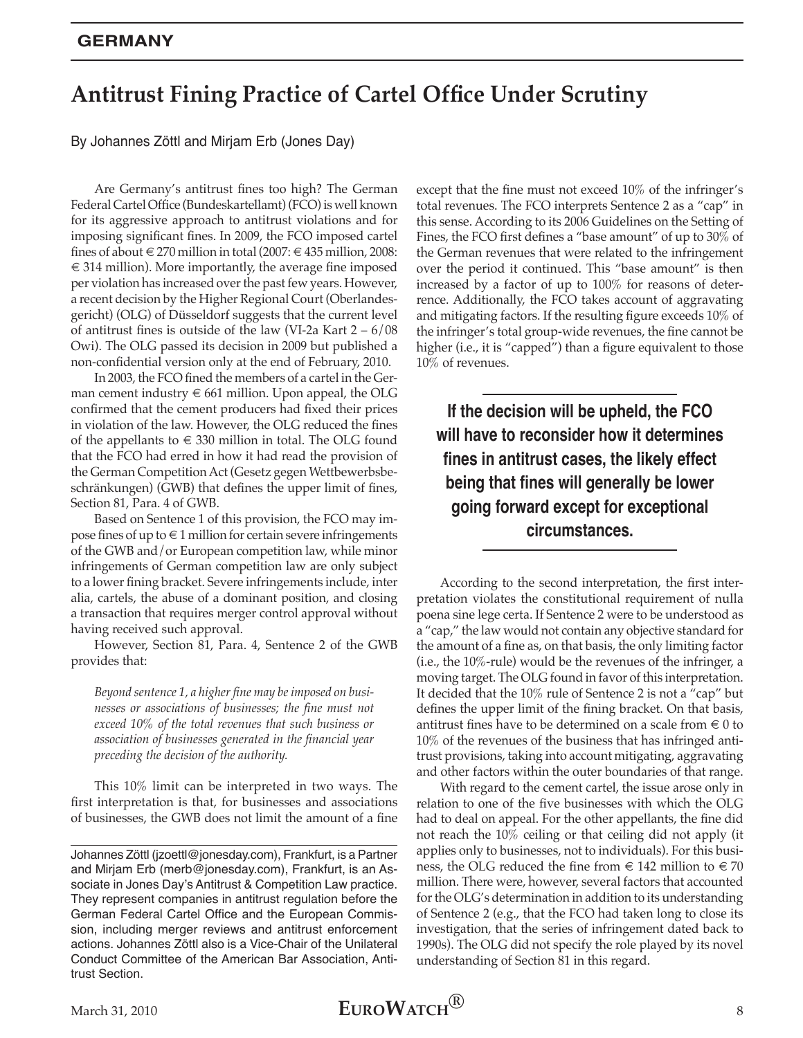## GERMANY

# Antitrust Fining Practice of Cartel Office Under Scrutiny

By Johannes Zöttl and Mirjam Erb (Jones Day)

Are Germany's antitrust fines too high? The German Federal Cartel Office (Bundeskartellamt) (FCO) is well known for its aggressive approach to antitrust violations and for imposing significant fines. In 2009, the FCO imposed cartel fines of about € 270 million in total (2007: € 435 million, 2008: € 314 million). More importantly, the average fine imposed per violation has increased over the past few years. However, a recent decision by the Higher Regional Court (Oberlandesgericht) (OLG) of Düsseldorf suggests that the current level of antitrust fines is outside of the law (VI-2a Kart 2 – 6/08 Owi). The OLG passed its decision in 2009 but published a non-confidential version only at the end of February, 2010.

In 2003, the FCO fined the members of a cartel in the German cement industry € 661 million. Upon appeal, the OLG confirmed that the cement producers had fixed their prices in violation of the law. However, the OLG reduced the fines of the appellants to € 330 million in total. The OLG found that the FCO had erred in how it had read the provision of the German Competition Act (Gesetz gegen Wettbewerbsbeschränkungen) (GWB) that defines the upper limit of fines, Section 81, Para. 4 of GWB.

Based on Sentence 1 of this provision, the FCO may impose fines of up to € 1 million for certain severe infringements of the GWB and/or European competition law, while minor infringements of German competition law are only subject to a lower fining bracket. Severe infringements include, inter alia, cartels, the abuse of a dominant position, and closing a transaction that requires merger control approval without having received such approval.

However, Section 81, Para. 4, Sentence 2 of the GWB provides that:

> *Beyond sentence 1, a higher fine may be imposed on businesses or associations of businesses; the fine must not exceed 10% of the total revenues that such business or association of businesses generated in the financial year preceding the decision of the authority.*

This 10% limit can be interpreted in two ways. The first interpretation is that, for businesses and associations of businesses, the GWB does not limit the amount of a fine except that the fine must not exceed 10% of the infringer's total revenues. The FCO interprets Sentence 2 as a "cap" in this sense. According to its 2006 Guidelines on the Setting of Fines, the FCO first defines a "base amount" of up to 30% of the German revenues that were related to the infringement over the period it continued. This "base amount" is then increased by a factor of up to 100% for reasons of deterrence. Additionally, the FCO takes account of aggravating and mitigating factors. If the resulting figure exceeds 10% of the infringer's total group-wide revenues, the fine cannot be higher (i.e., it is "capped") than a figure equivalent to those 10% of revenues.

**If the decision will be upheld, the FCO will have to reconsider how it determines fines in antitrust cases, the likely effect being that fines will generally be lower going forward except for exceptional circumstances.**

According to the second interpretation, the first interpretation violates the constitutional requirement of nulla poena sine lege certa. If Sentence 2 were to be understood as a "cap," the law would not contain any objective standard for the amount of a fine as, on that basis, the only limiting factor (i.e., the 10%-rule) would be the revenues of the infringer, a moving target. The OLG found in favor of this interpretation. It decided that the 10% rule of Sentence 2 is not a "cap" but defines the upper limit of the fining bracket. On that basis, antitrust fines have to be determined on a scale from € 0 to 10% of the revenues of the business that has infringed antitrust provisions, taking into account mitigating, aggravating and other factors within the outer boundaries of that range.

With regard to the cement cartel, the issue arose only in relation to one of the five businesses with which the OLG had to deal on appeal. For the other appellants, the fine did not reach the 10% ceiling or that ceiling did not apply (it applies only to businesses, not to individuals). For this business, the OLG reduced the fine from € 142 million to € 70 million. There were, however, several factors that accounted for the OLG's determination in addition to its understanding of Sentence 2 (e.g., that the FCO had taken long to close its investigation, that the series of infringement dated back to 1990s). The OLG did not specify the role played by its novel understanding of Section 81 in this regard.

---

Johannes Zöttl (jzoettl@jonesday.com), Frankfurt, is a Partner and Mirjam Erb (merb@jonesday.com), Frankfurt, is an Associate in Jones Day's Antitrust & Competition Law practice. They represent companies in antitrust regulation before the German Federal Cartel Office and the European Commission, including merger reviews and antitrust enforcement actions. Johannes Zöttl also is a Vice-Chair of the Unilateral Conduct Committee of the American Bar Association, Antitrust Section.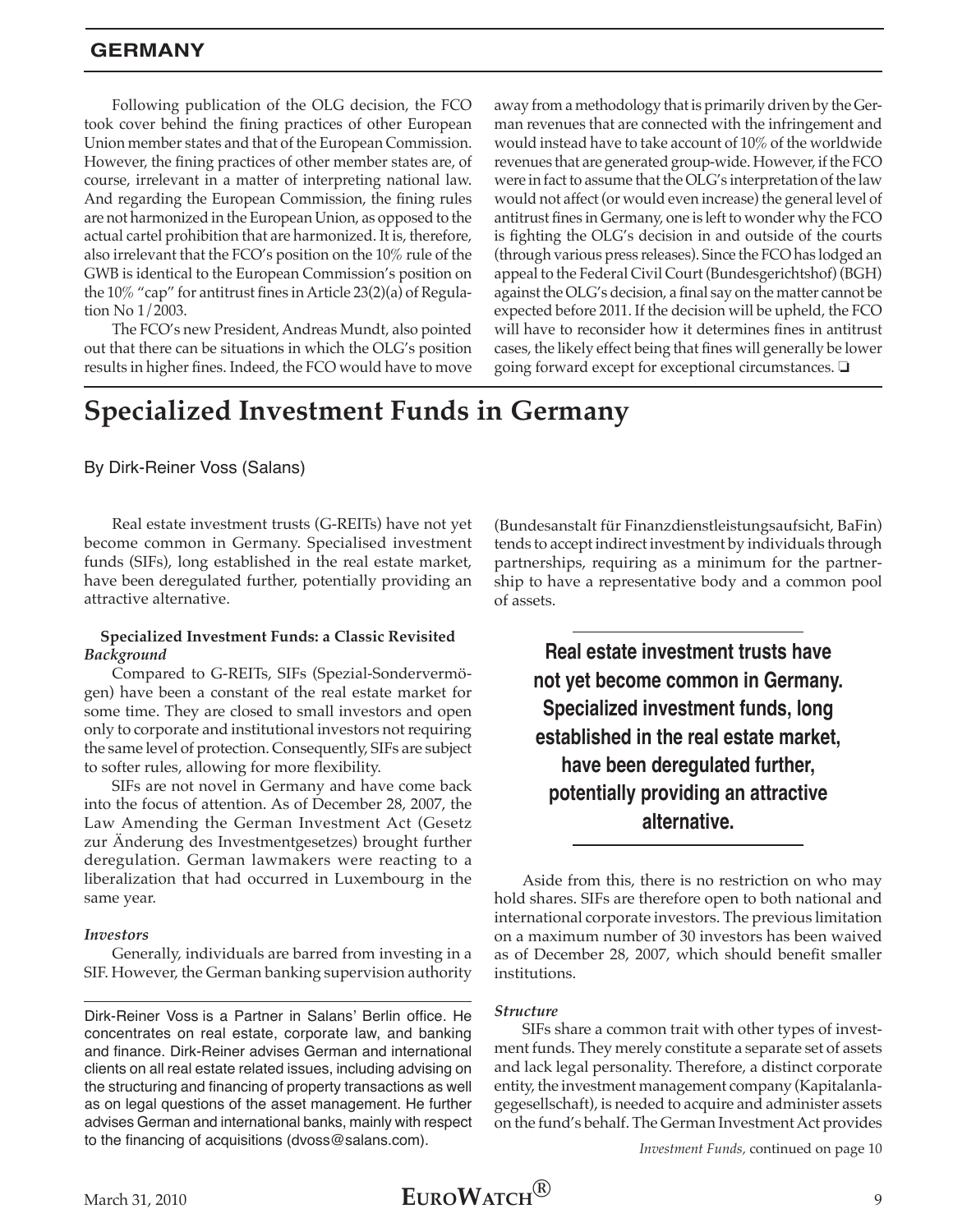Following publication of the OLG decision, the FCO took cover behind the fining practices of other European Union member states and that of the European Commission. However, the fining practices of other member states are, of course, irrelevant in a matter of interpreting national law. And regarding the European Commission, the fining rules are not harmonized in the European Union, as opposed to the actual cartel prohibition that are harmonized. It is, therefore, also irrelevant that the FCO's position on the 10% rule of the GWB is identical to the European Commission's position on the 10% "cap" for antitrust fines in Article 23(2)(a) of Regulation No 1/2003.

The FCO's new President, Andreas Mundt, also pointed out that there can be situations in which the OLG's position results in higher fines. Indeed, the FCO would have to move away from a methodology that is primarily driven by the German revenues that are connected with the infringement and would instead have to take account of 10% of the worldwide revenues that are generated group-wide. However, if the FCO were in fact to assume that the OLG's interpretation of the law would not affect (or would even increase) the general level of antitrust fines in Germany, one is left to wonder why the FCO is fighting the OLG's decision in and outside of the courts (through various press releases). Since the FCO has lodged an appeal to the Federal Civil Court (Bundesgerichtshof) (BGH) against the OLG's decision, a final say on the matter cannot be expected before 2011. If the decision will be upheld, the FCO will have to reconsider how it determines fines in antitrust cases, the likely effect being that fines will generally be lower going forward except for exceptional circumstances. ❑

# Specialized Investment Funds in Germany

By Dirk-Reiner Voss (Salans)

Real estate investment trusts (G-REITs) have not yet become common in Germany. Specialised investment funds (SIFs), long established in the real estate market, have been deregulated further, potentially providing an attractive alternative.

## Specialized Investment Funds: a Classic Revisited

### *Background*

Compared to G-REITs, SIFs (Spezial-Sondervermögen) have been a constant of the real estate market for some time. They are closed to small investors and open only to corporate and institutional investors not requiring the same level of protection. Consequently, SIFs are subject to softer rules, allowing for more flexibility.

SIFs are not novel in Germany and have come back into the focus of attention. As of December 28, 2007, the Law Amending the German Investment Act (Gesetz zur Änderung des Investmentgesetzes) brought further deregulation. German lawmakers were reacting to a liberalization that had occurred in Luxembourg in the same year.

### *Investors*

Generally, individuals are barred from investing in a SIF. However, the German banking supervision authority (Bundesanstalt für Finanzdienstleistungsaufsicht, BaFin) tends to accept indirect investment by individuals through partnerships, requiring as a minimum for the partnership to have a representative body and a common pool of assets.

**Real estate investment trusts have not yet become common in Germany. Specialized investment funds, long established in the real estate market, have been deregulated further, potentially providing an attractive alternative.**

Aside from this, there is no restriction on who may hold shares. SIFs are therefore open to both national and international corporate investors. The previous limitation on a maximum number of 30 investors has been waived as of December 28, 2007, which should benefit smaller institutions.

### *Structure*

SIFs share a common trait with other types of investment funds. They merely constitute a separate set of assets and lack legal personality. Therefore, a distinct corporate entity, the investment management company (Kapitalanlagegesellschaft), is needed to acquire and administer assets on the fund's behalf. The German Investment Act provides

*Investment Funds,* continued on page 10

---

Dirk-Reiner Voss is a Partner in Salans' Berlin office. He concentrates on real estate, corporate law, and banking and finance. Dirk-Reiner advises German and international clients on all real estate related issues, including advising on the structuring and financing of property transactions as well as on legal questions of the asset management. He further advises German and international banks, mainly with respect to the financing of acquisitions (dvoss@salans.com).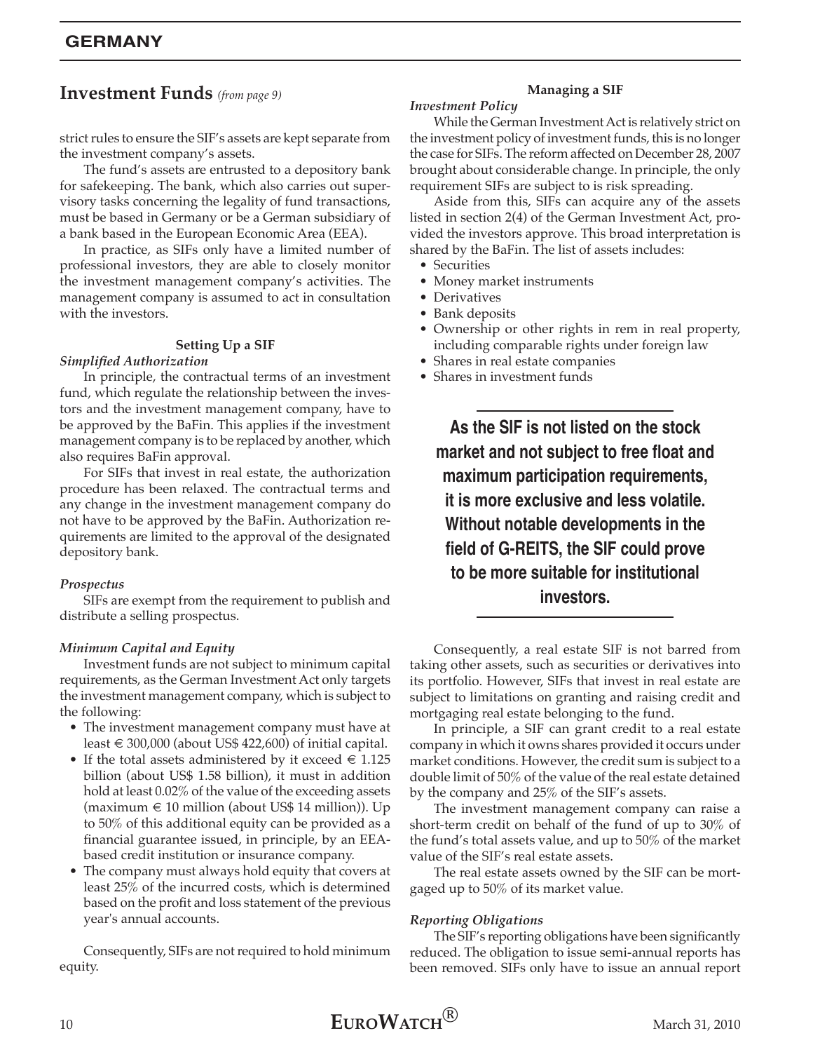## Investment Funds *(from page 9)*

strict rules to ensure the SIF's assets are kept separate from the investment company's assets.

The fund's assets are entrusted to a depository bank for safekeeping. The bank, which also carries out supervisory tasks concerning the legality of fund transactions, must be based in Germany or be a German subsidiary of a bank based in the European Economic Area (EEA).

In practice, as SIFs only have a limited number of professional investors, they are able to closely monitor the investment management company's activities. The management company is assumed to act in consultation with the investors.

### Setting Up a SIF

***Simplified Authorization***

In principle, the contractual terms of an investment fund, which regulate the relationship between the investors and the investment management company, have to be approved by the BaFin. This applies if the investment management company is to be replaced by another, which also requires BaFin approval.

For SIFs that invest in real estate, the authorization procedure has been relaxed. The contractual terms and any change in the investment management company do not have to be approved by the BaFin. Authorization requirements are limited to the approval of the designated depository bank.

***Prospectus***

SIFs are exempt from the requirement to publish and distribute a selling prospectus.

***Minimum Capital and Equity***

Investment funds are not subject to minimum capital requirements, as the German Investment Act only targets the investment management company, which is subject to the following:

- The investment management company must have at least € 300,000 (about US$ 422,600) of initial capital.
- If the total assets administered by it exceed € 1.125 billion (about US$ 1.58 billion), it must in addition hold at least 0.02% of the value of the exceeding assets (maximum € 10 million (about US$ 14 million)). Up to 50% of this additional equity can be provided as a financial guarantee issued, in principle, by an EEA-based credit institution or insurance company.
- The company must always hold equity that covers at least 25% of the incurred costs, which is determined based on the profit and loss statement of the previous year's annual accounts.

Consequently, SIFs are not required to hold minimum equity.

### Managing a SIF

***Investment Policy***

While the German Investment Act is relatively strict on the investment policy of investment funds, this is no longer the case for SIFs. The reform affected on December 28, 2007 brought about considerable change. In principle, the only requirement SIFs are subject to is risk spreading.

Aside from this, SIFs can acquire any of the assets listed in section 2(4) of the German Investment Act, provided the investors approve. This broad interpretation is shared by the BaFin. The list of assets includes:

- Securities
- Money market instruments
- Derivatives
- Bank deposits
- Ownership or other rights in rem in real property, including comparable rights under foreign law
- Shares in real estate companies
- Shares in investment funds

**As the SIF is not listed on the stock market and not subject to free float and maximum participation requirements, it is more exclusive and less volatile. Without notable developments in the field of G-REITS, the SIF could prove to be more suitable for institutional investors.**

Consequently, a real estate SIF is not barred from taking other assets, such as securities or derivatives into its portfolio. However, SIFs that invest in real estate are subject to limitations on granting and raising credit and mortgaging real estate belonging to the fund.

In principle, a SIF can grant credit to a real estate company in which it owns shares provided it occurs under market conditions. However, the credit sum is subject to a double limit of 50% of the value of the real estate detained by the company and 25% of the SIF's assets.

The investment management company can raise a short-term credit on behalf of the fund of up to 30% of the fund's total assets value, and up to 50% of the market value of the SIF's real estate assets.

The real estate assets owned by the SIF can be mortgaged up to 50% of its market value.

***Reporting Obligations***

The SIF's reporting obligations have been significantly reduced. The obligation to issue semi-annual reports has been removed. SIFs only have to issue an annual report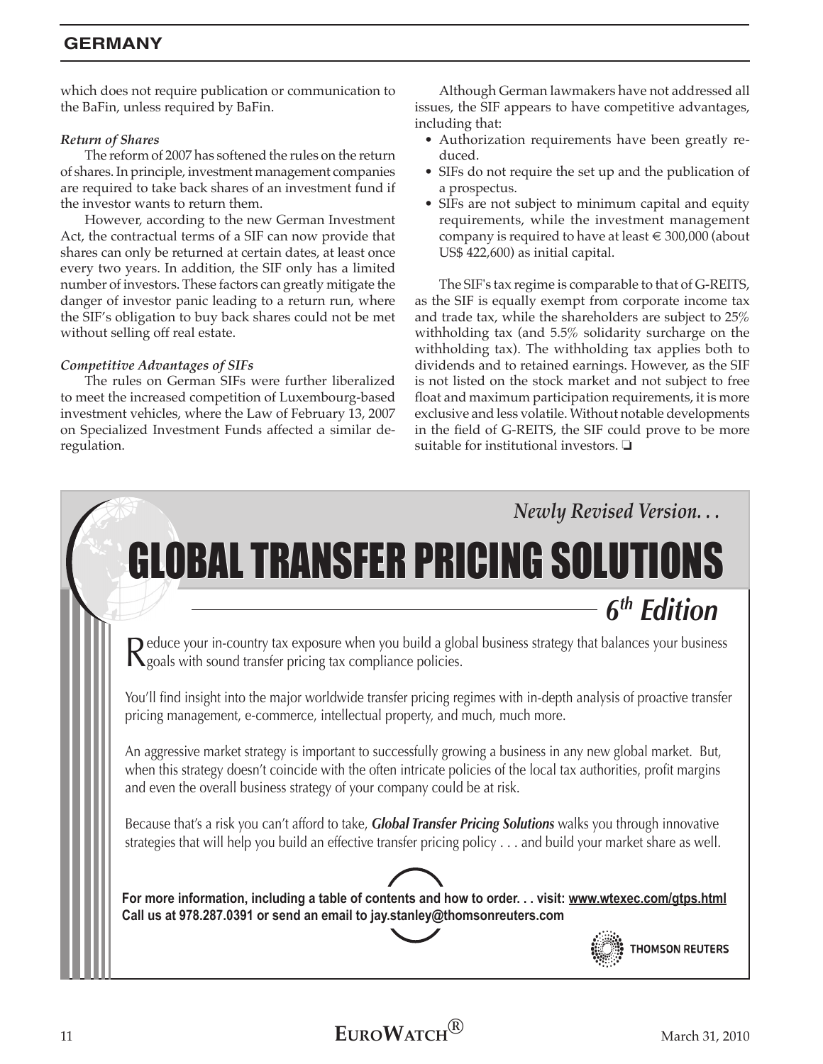which does not require publication or communication to the BaFin, unless required by BaFin.

***Return of Shares***

The reform of 2007 has softened the rules on the return of shares. In principle, investment management companies are required to take back shares of an investment fund if the investor wants to return them.

However, according to the new German Investment Act, the contractual terms of a SIF can now provide that shares can only be returned at certain dates, at least once every two years. In addition, the SIF only has a limited number of investors. These factors can greatly mitigate the danger of investor panic leading to a return run, where the SIF's obligation to buy back shares could not be met without selling off real estate.

***Competitive Advantages of SIFs***

The rules on German SIFs were further liberalized to meet the increased competition of Luxembourg-based investment vehicles, where the Law of February 13, 2007 on Specialized Investment Funds affected a similar deregulation.

Although German lawmakers have not addressed all issues, the SIF appears to have competitive advantages, including that:

- Authorization requirements have been greatly reduced.
- SIFs do not require the set up and the publication of a prospectus.
- SIFs are not subject to minimum capital and equity requirements, while the investment management company is required to have at least € 300,000 (about US$ 422,600) as initial capital.

The SIF's tax regime is comparable to that of G-REITS, as the SIF is equally exempt from corporate income tax and trade tax, while the shareholders are subject to 25% withholding tax (and 5.5% solidarity surcharge on the withholding tax). The withholding tax applies both to dividends and to retained earnings. However, as the SIF is not listed on the stock market and not subject to free float and maximum participation requirements, it is more exclusive and less volatile. Without notable developments in the field of G-REITS, the SIF could prove to be more suitable for institutional investors. ❑

*Newly Revised Version. . .*

# GLOBAL TRANSFER PRICING SOLUTIONS

## *6th Edition*

Reduce your in-country tax exposure when you build a global business strategy that balances your business goals with sound transfer pricing tax compliance policies.

You'll find insight into the major worldwide transfer pricing regimes with in-depth analysis of proactive transfer pricing management, e-commerce, intellectual property, and much, much more.

An aggressive market strategy is important to successfully growing a business in any new global market. But, when this strategy doesn't coincide with the often intricate policies of the local tax authorities, profit margins and even the overall business strategy of your company could be at risk.

Because that's a risk you can't afford to take, ***Global Transfer Pricing Solutions*** walks you through innovative strategies that will help you build an effective transfer pricing policy . . . and build your market share as well.

**For more information, including a table of contents and how to order. . . visit: www.wtexec.com/gtps.html**
**Call us at 978.287.0391 or send an email to jay.stanley@thomsonreuters.com**

THOMSON REUTERS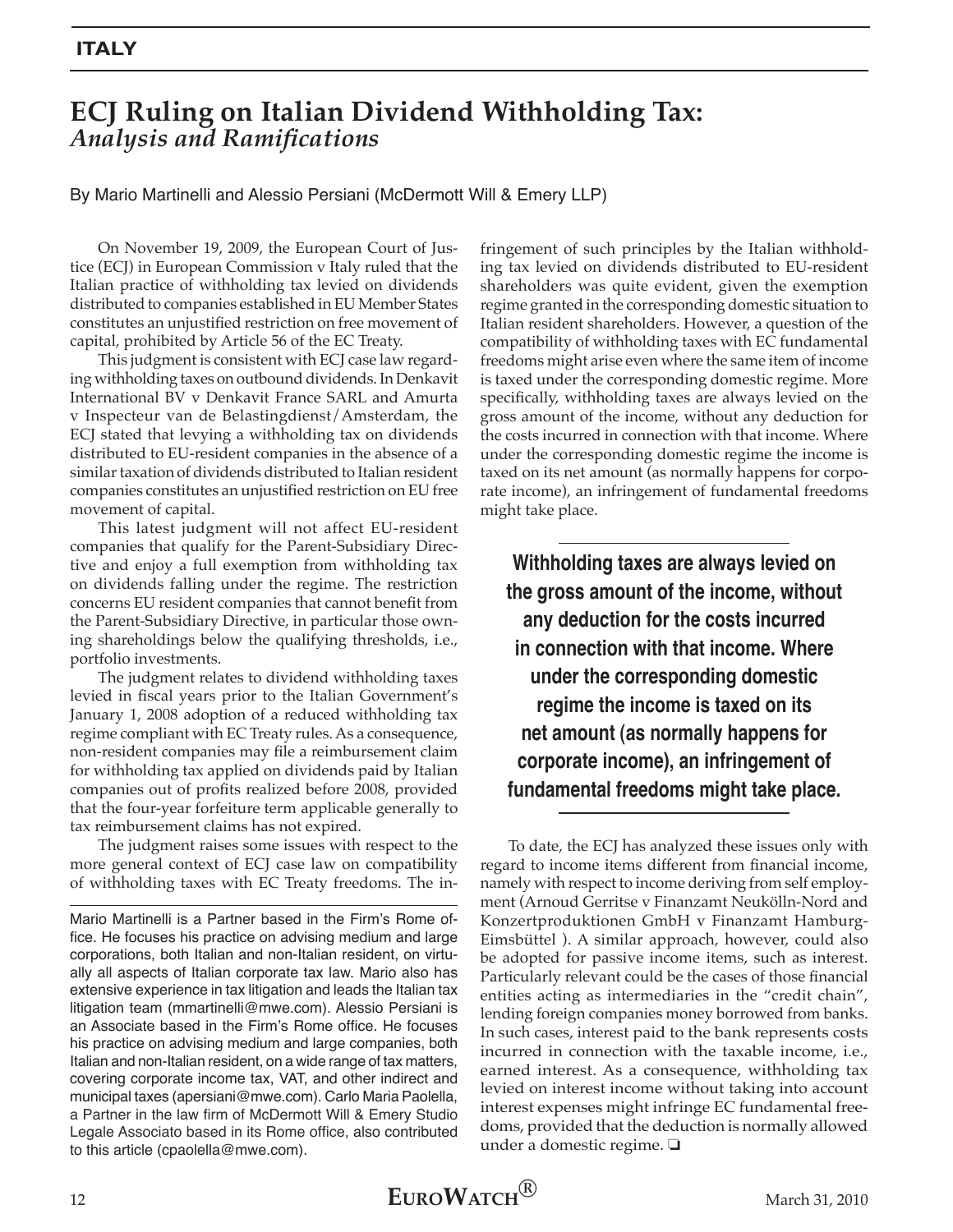ITALY

# ECJ Ruling on Italian Dividend Withholding Tax: *Analysis and Ramifications*

By Mario Martinelli and Alessio Persiani (McDermott Will & Emery LLP)

On November 19, 2009, the European Court of Justice (ECJ) in European Commission v Italy ruled that the Italian practice of withholding tax levied on dividends distributed to companies established in EU Member States constitutes an unjustified restriction on free movement of capital, prohibited by Article 56 of the EC Treaty.

This judgment is consistent with ECJ case law regarding withholding taxes on outbound dividends. In Denkavit International BV v Denkavit France SARL and Amurta v Inspecteur van de Belastingdienst/Amsterdam, the ECJ stated that levying a withholding tax on dividends distributed to EU-resident companies in the absence of a similar taxation of dividends distributed to Italian resident companies constitutes an unjustified restriction on EU free movement of capital.

This latest judgment will not affect EU-resident companies that qualify for the Parent-Subsidiary Directive and enjoy a full exemption from withholding tax on dividends falling under the regime. The restriction concerns EU resident companies that cannot benefit from the Parent-Subsidiary Directive, in particular those owning shareholdings below the qualifying thresholds, i.e., portfolio investments.

The judgment relates to dividend withholding taxes levied in fiscal years prior to the Italian Government's January 1, 2008 adoption of a reduced withholding tax regime compliant with EC Treaty rules. As a consequence, non-resident companies may file a reimbursement claim for withholding tax applied on dividends paid by Italian companies out of profits realized before 2008, provided that the four-year forfeiture term applicable generally to tax reimbursement claims has not expired.

The judgment raises some issues with respect to the more general context of ECJ case law on compatibility of withholding taxes with EC Treaty freedoms. The infringement of such principles by the Italian withholding tax levied on dividends distributed to EU-resident shareholders was quite evident, given the exemption regime granted in the corresponding domestic situation to Italian resident shareholders. However, a question of the compatibility of withholding taxes with EC fundamental freedoms might arise even where the same item of income is taxed under the corresponding domestic regime. More specifically, withholding taxes are always levied on the gross amount of the income, without any deduction for the costs incurred in connection with that income. Where under the corresponding domestic regime the income is taxed on its net amount (as normally happens for corporate income), an infringement of fundamental freedoms might take place.

**Withholding taxes are always levied on the gross amount of the income, without any deduction for the costs incurred in connection with that income. Where under the corresponding domestic regime the income is taxed on its net amount (as normally happens for corporate income), an infringement of fundamental freedoms might take place.**

To date, the ECJ has analyzed these issues only with regard to income items different from financial income, namely with respect to income deriving from self employment (Arnoud Gerritse v Finanzamt Neukölln-Nord and Konzertproduktionen GmbH v Finanzamt Hamburg-Eimsbüttel ). A similar approach, however, could also be adopted for passive income items, such as interest. Particularly relevant could be the cases of those financial entities acting as intermediaries in the "credit chain", lending foreign companies money borrowed from banks. In such cases, interest paid to the bank represents costs incurred in connection with the taxable income, i.e., earned interest. As a consequence, withholding tax levied on interest income without taking into account interest expenses might infringe EC fundamental freedoms, provided that the deduction is normally allowed under a domestic regime. ❑

---

Mario Martinelli is a Partner based in the Firm's Rome office. He focuses his practice on advising medium and large corporations, both Italian and non-Italian resident, on virtually all aspects of Italian corporate tax law. Mario also has extensive experience in tax litigation and leads the Italian tax litigation team (mmartinelli@mwe.com). Alessio Persiani is an Associate based in the Firm's Rome office. He focuses his practice on advising medium and large companies, both Italian and non-Italian resident, on a wide range of tax matters, covering corporate income tax, VAT, and other indirect and municipal taxes (apersiani@mwe.com). Carlo Maria Paolella, a Partner in the law firm of McDermott Will & Emery Studio Legale Associato based in its Rome office, also contributed to this article (cpaolella@mwe.com).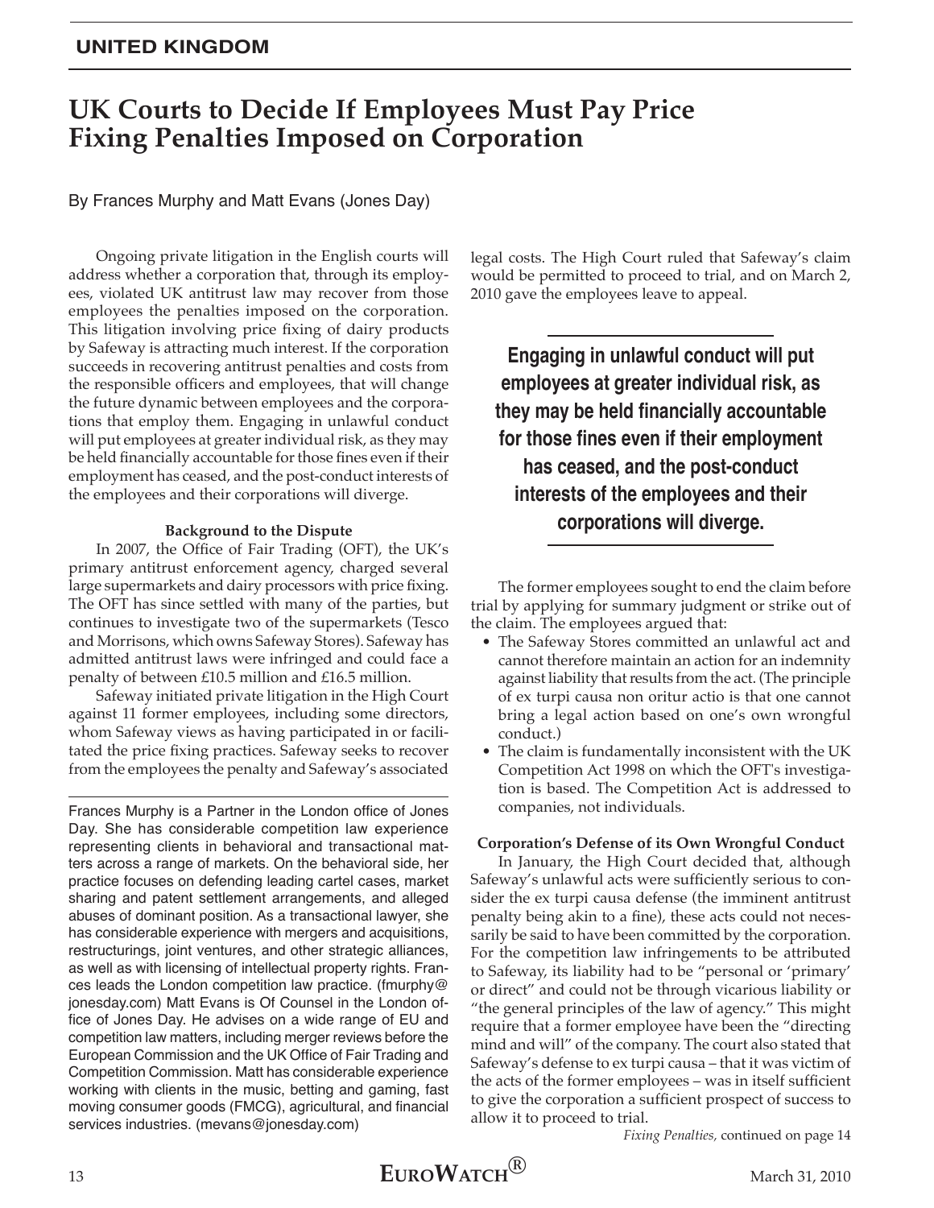## UNITED KINGDOM

# UK Courts to Decide If Employees Must Pay Price Fixing Penalties Imposed on Corporation

By Frances Murphy and Matt Evans (Jones Day)

Ongoing private litigation in the English courts will address whether a corporation that, through its employees, violated UK antitrust law may recover from those employees the penalties imposed on the corporation. This litigation involving price fixing of dairy products by Safeway is attracting much interest. If the corporation succeeds in recovering antitrust penalties and costs from the responsible officers and employees, that will change the future dynamic between employees and the corporations that employ them. Engaging in unlawful conduct will put employees at greater individual risk, as they may be held financially accountable for those fines even if their employment has ceased, and the post-conduct interests of the employees and their corporations will diverge.

### Background to the Dispute

In 2007, the Office of Fair Trading (OFT), the UK's primary antitrust enforcement agency, charged several large supermarkets and dairy processors with price fixing. The OFT has since settled with many of the parties, but continues to investigate two of the supermarkets (Tesco and Morrisons, which owns Safeway Stores). Safeway has admitted antitrust laws were infringed and could face a penalty of between £10.5 million and £16.5 million.

Safeway initiated private litigation in the High Court against 11 former employees, including some directors, whom Safeway views as having participated in or facilitated the price fixing practices. Safeway seeks to recover from the employees the penalty and Safeway's associated legal costs. The High Court ruled that Safeway's claim would be permitted to proceed to trial, and on March 2, 2010 gave the employees leave to appeal.

**Engaging in unlawful conduct will put employees at greater individual risk, as they may be held financially accountable for those fines even if their employment has ceased, and the post-conduct interests of the employees and their corporations will diverge.**

The former employees sought to end the claim before trial by applying for summary judgment or strike out of the claim. The employees argued that:

- The Safeway Stores committed an unlawful act and cannot therefore maintain an action for an indemnity against liability that results from the act. (The principle of ex turpi causa non oritur actio is that one cannot bring a legal action based on one's own wrongful conduct.)
- The claim is fundamentally inconsistent with the UK Competition Act 1998 on which the OFT's investigation is based. The Competition Act is addressed to companies, not individuals.

### Corporation's Defense of its Own Wrongful Conduct

In January, the High Court decided that, although Safeway's unlawful acts were sufficiently serious to consider the ex turpi causa defense (the imminent antitrust penalty being akin to a fine), these acts could not necessarily be said to have been committed by the corporation. For the competition law infringements to be attributed to Safeway, its liability had to be "personal or 'primary' or direct" and could not be through vicarious liability or "the general principles of the law of agency." This might require that a former employee have been the "directing mind and will" of the company. The court also stated that Safeway's defense to ex turpi causa – that it was victim of the acts of the former employees – was in itself sufficient to give the corporation a sufficient prospect of success to allow it to proceed to trial.

*Fixing Penalties,* continued on page 14

---

Frances Murphy is a Partner in the London office of Jones Day. She has considerable competition law experience representing clients in behavioral and transactional matters across a range of markets. On the behavioral side, her practice focuses on defending leading cartel cases, market sharing and patent settlement arrangements, and alleged abuses of dominant position. As a transactional lawyer, she has considerable experience with mergers and acquisitions, restructurings, joint ventures, and other strategic alliances, as well as with licensing of intellectual property rights. Frances leads the London competition law practice. (fmurphy@jonesday.com) Matt Evans is Of Counsel in the London office of Jones Day. He advises on a wide range of EU and competition law matters, including merger reviews before the European Commission and the UK Office of Fair Trading and Competition Commission. Matt has considerable experience working with clients in the music, betting and gaming, fast moving consumer goods (FMCG), agricultural, and financial services industries. (mevans@jonesday.com)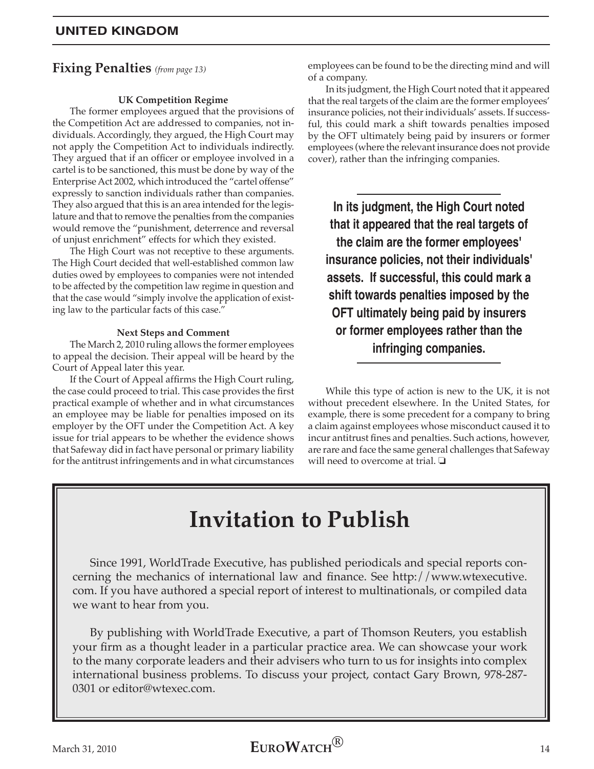## Fixing Penalties *(from page 13)*

#### UK Competition Regime

The former employees argued that the provisions of the Competition Act are addressed to companies, not individuals. Accordingly, they argued, the High Court may not apply the Competition Act to individuals indirectly. They argued that if an officer or employee involved in a cartel is to be sanctioned, this must be done by way of the Enterprise Act 2002, which introduced the "cartel offense" expressly to sanction individuals rather than companies. They also argued that this is an area intended for the legislature and that to remove the penalties from the companies would remove the "punishment, deterrence and reversal of unjust enrichment" effects for which they existed.

The High Court was not receptive to these arguments. The High Court decided that well-established common law duties owed by employees to companies were not intended to be affected by the competition law regime in question and that the case would "simply involve the application of existing law to the particular facts of this case."

#### Next Steps and Comment

The March 2, 2010 ruling allows the former employees to appeal the decision. Their appeal will be heard by the Court of Appeal later this year.

If the Court of Appeal affirms the High Court ruling, the case could proceed to trial. This case provides the first practical example of whether and in what circumstances an employee may be liable for penalties imposed on its employer by the OFT under the Competition Act. A key issue for trial appears to be whether the evidence shows that Safeway did in fact have personal or primary liability for the antitrust infringements and in what circumstances employees can be found to be the directing mind and will of a company.

In its judgment, the High Court noted that it appeared that the real targets of the claim are the former employees' insurance policies, not their individuals' assets. If successful, this could mark a shift towards penalties imposed by the OFT ultimately being paid by insurers or former employees (where the relevant insurance does not provide cover), rather than the infringing companies.

**In its judgment, the High Court noted that it appeared that the real targets of the claim are the former employees' insurance policies, not their individuals' assets. If successful, this could mark a shift towards penalties imposed by the OFT ultimately being paid by insurers or former employees rather than the infringing companies.**

While this type of action is new to the UK, it is not without precedent elsewhere. In the United States, for example, there is some precedent for a company to bring a claim against employees whose misconduct caused it to incur antitrust fines and penalties. Such actions, however, are rare and face the same general challenges that Safeway will need to overcome at trial. ❑

# Invitation to Publish

Since 1991, WorldTrade Executive, has published periodicals and special reports concerning the mechanics of international law and finance. See http://www.wtexecutive.com. If you have authored a special report of interest to multinationals, or compiled data we want to hear from you.

By publishing with WorldTrade Executive, a part of Thomson Reuters, you establish your firm as a thought leader in a particular practice area. We can showcase your work to the many corporate leaders and their advisers who turn to us for insights into complex international business problems. To discuss your project, contact Gary Brown, 978-287-0301 or editor@wtexec.com.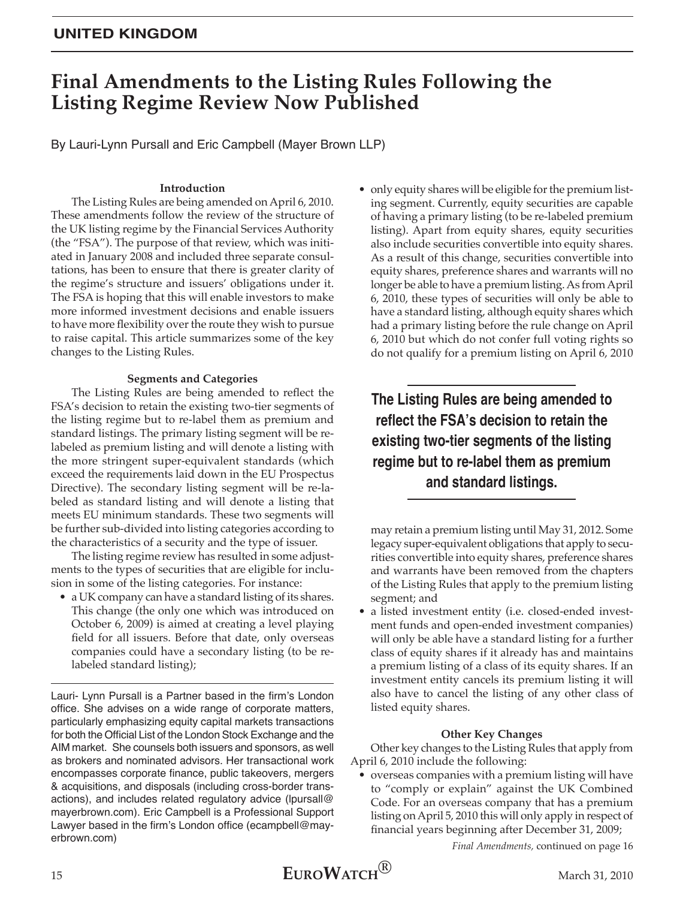## UNITED KINGDOM

# Final Amendments to the Listing Rules Following the Listing Regime Review Now Published

By Lauri-Lynn Pursall and Eric Campbell (Mayer Brown LLP)

### Introduction

The Listing Rules are being amended on April 6, 2010. These amendments follow the review of the structure of the UK listing regime by the Financial Services Authority (the "FSA"). The purpose of that review, which was initiated in January 2008 and included three separate consultations, has been to ensure that there is greater clarity of the regime's structure and issuers' obligations under it. The FSA is hoping that this will enable investors to make more informed investment decisions and enable issuers to have more flexibility over the route they wish to pursue to raise capital. This article summarizes some of the key changes to the Listing Rules.

### Segments and Categories

The Listing Rules are being amended to reflect the FSA's decision to retain the existing two-tier segments of the listing regime but to re-label them as premium and standard listings. The primary listing segment will be re-labeled as premium listing and will denote a listing with the more stringent super-equivalent standards (which exceed the requirements laid down in the EU Prospectus Directive). The secondary listing segment will be re-labeled as standard listing and will denote a listing that meets EU minimum standards. These two segments will be further sub-divided into listing categories according to the characteristics of a security and the type of issuer.

The listing regime review has resulted in some adjustments to the types of securities that are eligible for inclusion in some of the listing categories. For instance:

- a UK company can have a standard listing of its shares. This change (the only one which was introduced on October 6, 2009) is aimed at creating a level playing field for all issuers. Before that date, only overseas companies could have a secondary listing (to be re-labeled standard listing);
- only equity shares will be eligible for the premium listing segment. Currently, equity securities are capable of having a primary listing (to be re-labeled premium listing). Apart from equity shares, equity securities also include securities convertible into equity shares. As a result of this change, securities convertible into equity shares, preference shares and warrants will no longer be able to have a premium listing. As from April 6, 2010, these types of securities will only be able to have a standard listing, although equity shares which had a primary listing before the rule change on April 6, 2010 but which do not confer full voting rights so do not qualify for a premium listing on April 6, 2010 may retain a premium listing until May 31, 2012. Some legacy super-equivalent obligations that apply to securities convertible into equity shares, preference shares and warrants have been removed from the chapters of the Listing Rules that apply to the premium listing segment; and
- a listed investment entity (i.e. closed-ended investment funds and open-ended investment companies) will only be able have a standard listing for a further class of equity shares if it already has and maintains a premium listing of a class of its equity shares. If an investment entity cancels its premium listing it will also have to cancel the listing of any other class of listed equity shares.

**The Listing Rules are being amended to reflect the FSA's decision to retain the existing two-tier segments of the listing regime but to re-label them as premium and standard listings.**

### Other Key Changes

Other key changes to the Listing Rules that apply from April 6, 2010 include the following:

- overseas companies with a premium listing will have to "comply or explain" against the UK Combined Code. For an overseas company that has a premium listing on April 5, 2010 this will only apply in respect of financial years beginning after December 31, 2009;

*Final Amendments,* continued on page 16

---

Lauri- Lynn Pursall is a Partner based in the firm's London office. She advises on a wide range of corporate matters, particularly emphasizing equity capital markets transactions for both the Official List of the London Stock Exchange and the AIM market. She counsels both issuers and sponsors, as well as brokers and nominated advisors. Her transactional work encompasses corporate finance, public takeovers, mergers & acquisitions, and disposals (including cross-border transactions), and includes related regulatory advice (lpursall@mayerbrown.com). Eric Campbell is a Professional Support Lawyer based in the firm's London office (ecampbell@mayerbrown.com)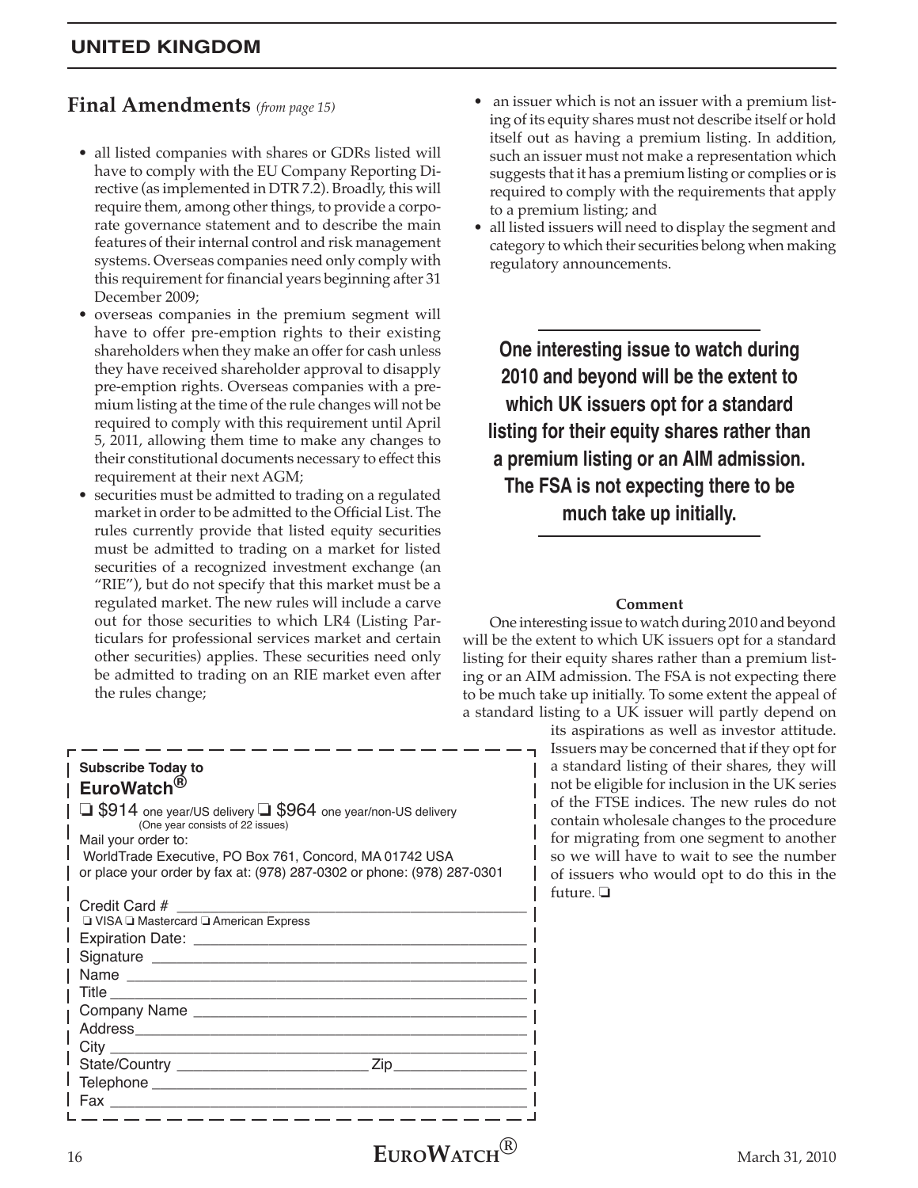## Final Amendments *(from page 15)*

- all listed companies with shares or GDRs listed will have to comply with the EU Company Reporting Directive (as implemented in DTR 7.2). Broadly, this will require them, among other things, to provide a corporate governance statement and to describe the main features of their internal control and risk management systems. Overseas companies need only comply with this requirement for financial years beginning after 31 December 2009;
- overseas companies in the premium segment will have to offer pre-emption rights to their existing shareholders when they make an offer for cash unless they have received shareholder approval to disapply pre-emption rights. Overseas companies with a premium listing at the time of the rule changes will not be required to comply with this requirement until April 5, 2011, allowing them time to make any changes to their constitutional documents necessary to effect this requirement at their next AGM;
- securities must be admitted to trading on a regulated market in order to be admitted to the Official List. The rules currently provide that listed equity securities must be admitted to trading on a market for listed securities of a recognized investment exchange (an "RIE"), but do not specify that this market must be a regulated market. The new rules will include a carve out for those securities to which LR4 (Listing Particulars for professional services market and certain other securities) applies. These securities need only be admitted to trading on an RIE market even after the rules change;
- an issuer which is not an issuer with a premium listing of its equity shares must not describe itself or hold itself out as having a premium listing. In addition, such an issuer must not make a representation which suggests that it has a premium listing or complies or is required to comply with the requirements that apply to a premium listing; and
- all listed issuers will need to display the segment and category to which their securities belong when making regulatory announcements.

**One interesting issue to watch during 2010 and beyond will be the extent to which UK issuers opt for a standard listing for their equity shares rather than a premium listing or an AIM admission. The FSA is not expecting there to be much take up initially.**

#### Comment

One interesting issue to watch during 2010 and beyond will be the extent to which UK issuers opt for a standard listing for their equity shares rather than a premium listing or an AIM admission. The FSA is not expecting there to be much take up initially. To some extent the appeal of a standard listing to a UK issuer will partly depend on its aspirations as well as investor attitude. Issuers may be concerned that if they opt for a standard listing of their shares, they will not be eligible for inclusion in the UK series of the FTSE indices. The new rules do not contain wholesale changes to the procedure for migrating from one segment to another so we will have to wait to see the number of issuers who would opt to do this in the future. ❑

**Subscribe Today to**
**EuroWatch®**

❑ $914 one year/US delivery ❑ $964 one year/non-US delivery
(One year consists of 22 issues)

Mail your order to:
WorldTrade Executive, PO Box 761, Concord, MA 01742 USA
or place your order by fax at: (978) 287-0302 or phone: (978) 287-0301

Credit Card # \_\_\_\_\_\_\_\_\_\_
❑ VISA ❑ Mastercard ❑ American Express
Expiration Date: \_\_\_\_\_\_\_\_\_\_
Signature \_\_\_\_\_\_\_\_\_\_
Name \_\_\_\_\_\_\_\_\_\_
Title \_\_\_\_\_\_\_\_\_\_
Company Name \_\_\_\_\_\_\_\_\_\_
Address \_\_\_\_\_\_\_\_\_\_
City \_\_\_\_\_\_\_\_\_\_
State/Country \_\_\_\_\_\_\_\_\_\_ Zip \_\_\_\_\_\_\_\_\_\_
Telephone \_\_\_\_\_\_\_\_\_\_
Fax \_\_\_\_\_\_\_\_\_\_